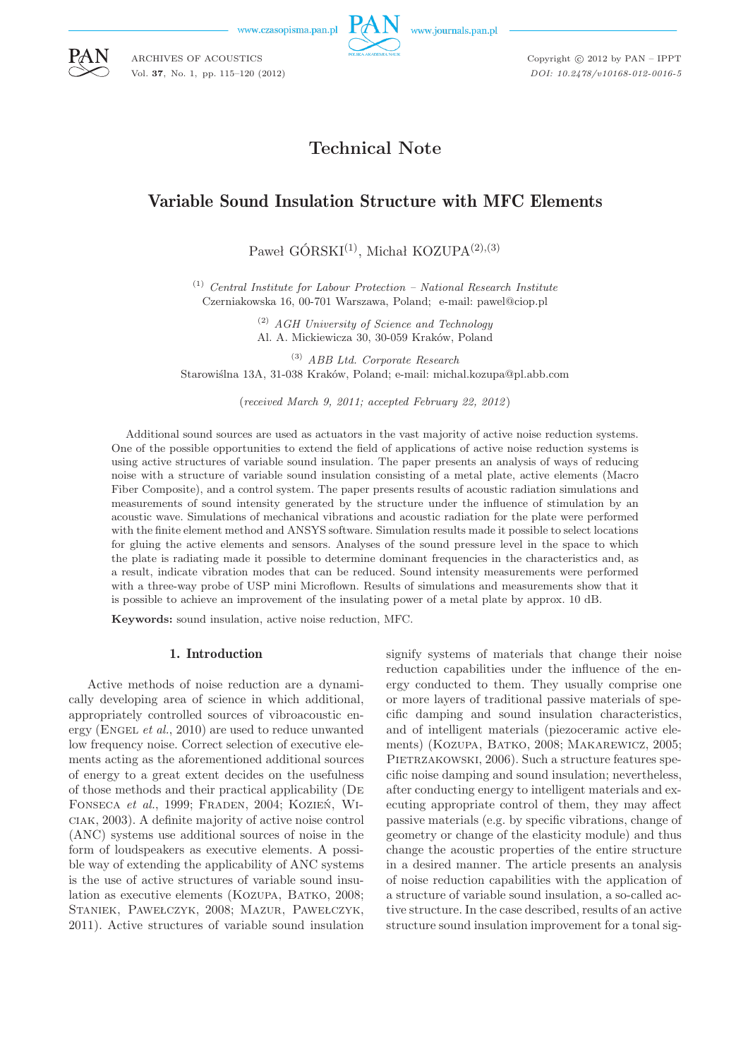Technical Note

# Variable Sound Insulation Structure with MFC Elements

Paweł GÓRSKI[(1)], Michał KOZUPA[(2),(3)]

[(1)] *Central Institute for Labour Protection – National Research Institute*
Czerniakowska 16, 00-701 Warszawa, Poland; e-mail: pawel@ciop.pl

[(2)] *AGH University of Science and Technology*
Al. A. Mickiewicza 30, 30-059 Kraków, Poland

[(3)] *ABB Ltd. Corporate Research*
Starowiślna 13A, 31-038 Kraków, Poland; e-mail: michal.kozupa@pl.abb.com

(*received March 9, 2011; accepted February 22, 2012*)

Additional sound sources are used as actuators in the vast majority of active noise reduction systems. One of the possible opportunities to extend the field of applications of active noise reduction systems is using active structures of variable sound insulation. The paper presents an analysis of ways of reducing noise with a structure of variable sound insulation consisting of a metal plate, active elements (Macro Fiber Composite), and a control system. The paper presents results of acoustic radiation simulations and measurements of sound intensity generated by the structure under the influence of stimulation by an acoustic wave. Simulations of mechanical vibrations and acoustic radiation for the plate were performed with the finite element method and ANSYS software. Simulation results made it possible to select locations for gluing the active elements and sensors. Analyses of the sound pressure level in the space to which the plate is radiating made it possible to determine dominant frequencies in the characteristics and, as a result, indicate vibration modes that can be reduced. Sound intensity measurements were performed with a three-way probe of USP mini Microflown. Results of simulations and measurements show that it is possible to achieve an improvement of the insulating power of a metal plate by approx. 10 dB.

**Keywords:** sound insulation, active noise reduction, MFC.

## 1. Introduction

Active methods of noise reduction are a dynamically developing area of science in which additional, appropriately controlled sources of vibroacoustic energy (Engel *et al.*, 2010) are used to reduce unwanted low frequency noise. Correct selection of executive elements acting as the aforementioned additional sources of energy to a great extent decides on the usefulness of those methods and their practical applicability (De Fonseca *et al.*, 1999; Fraden, 2004; Kozień, Wiciak, 2003). A definite majority of active noise control (ANC) systems use additional sources of noise in the form of loudspeakers as executive elements. A possible way of extending the applicability of ANC systems is the use of active structures of variable sound insulation as executive elements (Kozupa, Batko, 2008; Staniek, Pawełczyk, 2008; Mazur, Pawełczyk, 2011). Active structures of variable sound insulation signify systems of materials that change their noise reduction capabilities under the influence of the energy conducted to them. They usually comprise one or more layers of traditional passive materials of specific damping and sound insulation characteristics, and of intelligent materials (piezoceramic active elements) (Kozupa, Batko, 2008; Makarewicz, 2005; Pietrzakowski, 2006). Such a structure features specific noise damping and sound insulation; nevertheless, after conducting energy to intelligent materials and executing appropriate control of them, they may affect passive materials (e.g. by specific vibrations, change of geometry or change of the elasticity module) and thus change the acoustic properties of the entire structure in a desired manner. The article presents an analysis of noise reduction capabilities with the application of a structure of variable sound insulation, a so-called active structure. In the case described, results of an active structure sound insulation improvement for a tonal sig-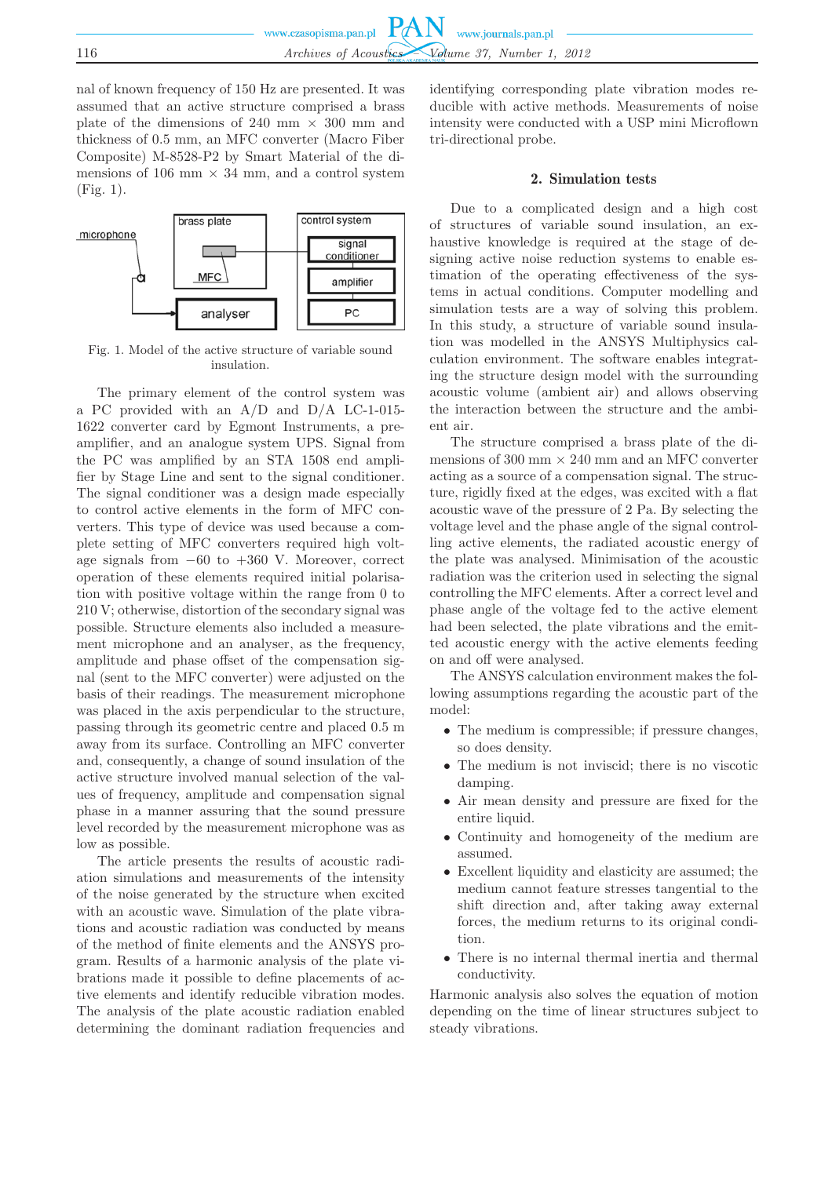nal of known frequency of 150 Hz are presented. It was assumed that an active structure comprised a brass plate of the dimensions of 240 mm × 300 mm and thickness of 0.5 mm, an MFC converter (Macro Fiber Composite) M-8528-P2 by Smart Material of the dimensions of 106 mm × 34 mm, and a control system (Fig. 1).

microphone

brass plate

MFC

analyser

control system

signal conditioner

amplifier

PC

Fig. 1. Model of the active structure of variable sound insulation.

The primary element of the control system was a PC provided with an A/D and D/A LC-1-015-1622 converter card by Egmont Instruments, a preamplifier, and an analogue system UPS. Signal from the PC was amplified by an STA 1508 end amplifier by Stage Line and sent to the signal conditioner. The signal conditioner was a design made especially to control active elements in the form of MFC converters. This type of device was used because a complete setting of MFC converters required high voltage signals from −60 to +360 V. Moreover, correct operation of these elements required initial polarisation with positive voltage within the range from 0 to 210 V; otherwise, distortion of the secondary signal was possible. Structure elements also included a measurement microphone and an analyser, as the frequency, amplitude and phase offset of the compensation signal (sent to the MFC converter) were adjusted on the basis of their readings. The measurement microphone was placed in the axis perpendicular to the structure, passing through its geometric centre and placed 0.5 m away from its surface. Controlling an MFC converter and, consequently, a change of sound insulation of the active structure involved manual selection of the values of frequency, amplitude and compensation signal phase in a manner assuring that the sound pressure level recorded by the measurement microphone was as low as possible.

The article presents the results of acoustic radiation simulations and measurements of the intensity of the noise generated by the structure when excited with an acoustic wave. Simulation of the plate vibrations and acoustic radiation was conducted by means of the method of finite elements and the ANSYS program. Results of a harmonic analysis of the plate vibrations made it possible to define placements of active elements and identify reducible vibration modes. The analysis of the plate acoustic radiation enabled determining the dominant radiation frequencies and identifying corresponding plate vibration modes reducible with active methods. Measurements of noise intensity were conducted with a USP mini Microflown tri-directional probe.

## 2. Simulation tests

Due to a complicated design and a high cost of structures of variable sound insulation, an exhaustive knowledge is required at the stage of designing active noise reduction systems to enable estimation of the operating effectiveness of the systems in actual conditions. Computer modelling and simulation tests are a way of solving this problem. In this study, a structure of variable sound insulation was modelled in the ANSYS Multiphysics calculation environment. The software enables integrating the structure design model with the surrounding acoustic volume (ambient air) and allows observing the interaction between the structure and the ambient air.

The structure comprised a brass plate of the dimensions of 300 mm × 240 mm and an MFC converter acting as a source of a compensation signal. The structure, rigidly fixed at the edges, was excited with a flat acoustic wave of the pressure of 2 Pa. By selecting the voltage level and the phase angle of the signal controlling active elements, the radiated acoustic energy of the plate was analysed. Minimisation of the acoustic radiation was the criterion used in selecting the signal controlling the MFC elements. After a correct level and phase angle of the voltage fed to the active element had been selected, the plate vibrations and the emitted acoustic energy with the active elements feeding on and off were analysed.

The ANSYS calculation environment makes the following assumptions regarding the acoustic part of the model:

- The medium is compressible; if pressure changes, so does density.
- The medium is not inviscid; there is no viscotic damping.
- Air mean density and pressure are fixed for the entire liquid.
- Continuity and homogeneity of the medium are assumed.
- Excellent liquidity and elasticity are assumed; the medium cannot feature stresses tangential to the shift direction and, after taking away external forces, the medium returns to its original condition.
- There is no internal thermal inertia and thermal conductivity.

Harmonic analysis also solves the equation of motion depending on the time of linear structures subject to steady vibrations.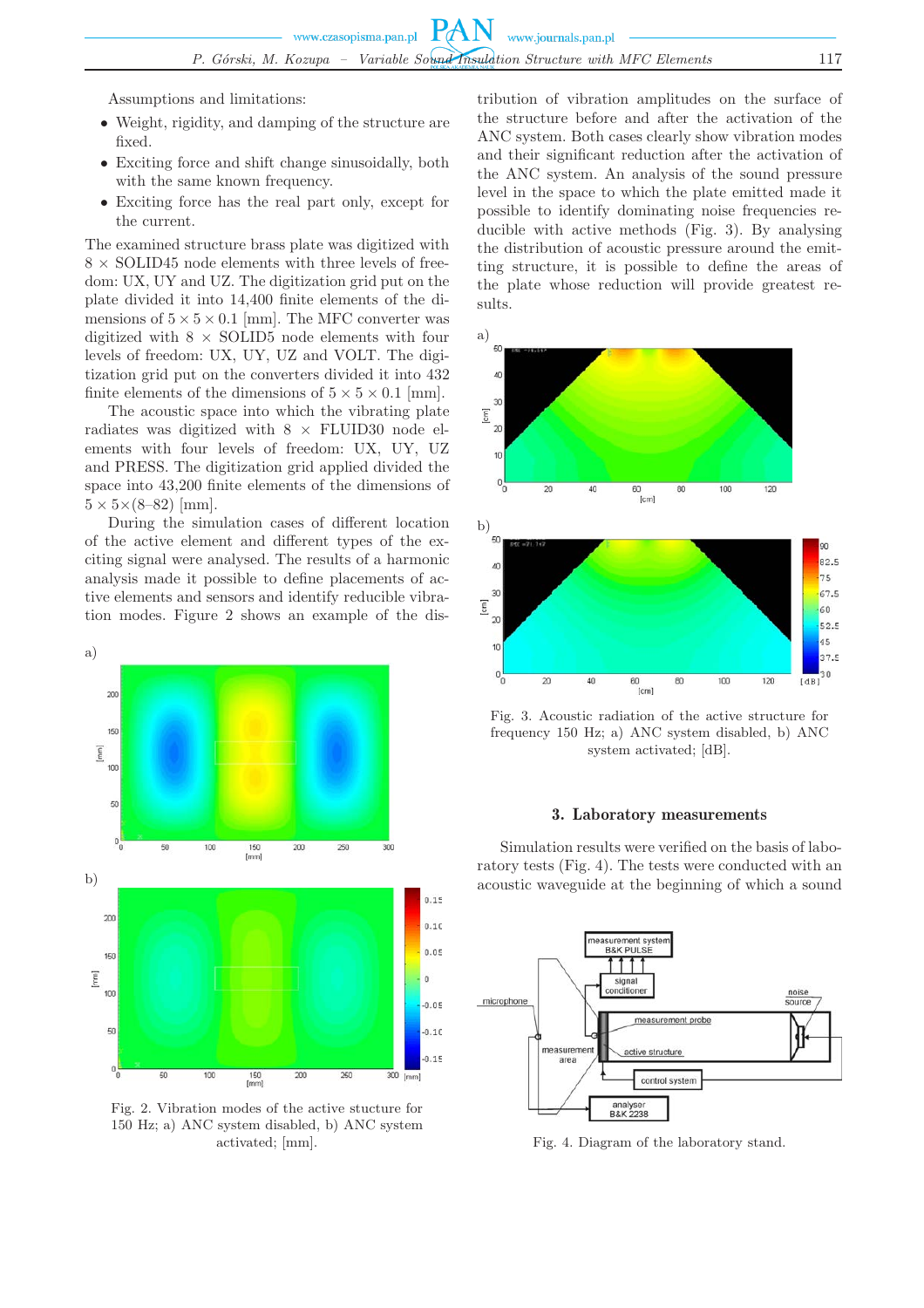Assumptions and limitations:

- Weight, rigidity, and damping of the structure are fixed.
- Exciting force and shift change sinusoidally, both with the same known frequency.
- Exciting force has the real part only, except for the current.

The examined structure brass plate was digitized with 8 × SOLID45 node elements with three levels of freedom: UX, UY and UZ. The digitization grid put on the plate divided it into 14,400 finite elements of the dimensions of $5 \times 5 \times 0.1$ [mm]. The MFC converter was digitized with 8 × SOLID5 node elements with four levels of freedom: UX, UY, UZ and VOLT. The digitization grid put on the converters divided it into 432 finite elements of the dimensions of $5 \times 5 \times 0.1$ [mm].

The acoustic space into which the vibrating plate radiates was digitized with 8 × FLUID30 node elements with four levels of freedom: UX, UY, UZ and PRESS. The digitization grid applied divided the space into 43,200 finite elements of the dimensions of $5 \times 5 \times (8–82)$ [mm].

During the simulation cases of different location of the active element and different types of the exciting signal were analysed. The results of a harmonic analysis made it possible to define placements of active elements and sensors and identify reducible vibration modes. Figure 2 shows an example of the distribution of vibration amplitudes on the surface of the structure before and after the activation of the ANC system. Both cases clearly show vibration modes and their significant reduction after the activation of the ANC system. An analysis of the sound pressure level in the space to which the plate emitted made it possible to identify dominating noise frequencies reducible with active methods (Fig. 3). By analysing the distribution of acoustic pressure around the emitting structure, it is possible to define the areas of the plate whose reduction will provide greatest results.

Fig. 2. Vibration modes of the active stucture for 150 Hz; a) ANC system disabled, b) ANC system activated; [mm].

Fig. 3. Acoustic radiation of the active structure for frequency 150 Hz; a) ANC system disabled, b) ANC system activated; [dB].

## 3. Laboratory measurements

Simulation results were verified on the basis of laboratory tests (Fig. 4). The tests were conducted with an acoustic waveguide at the beginning of which a sound

Fig. 4. Diagram of the laboratory stand.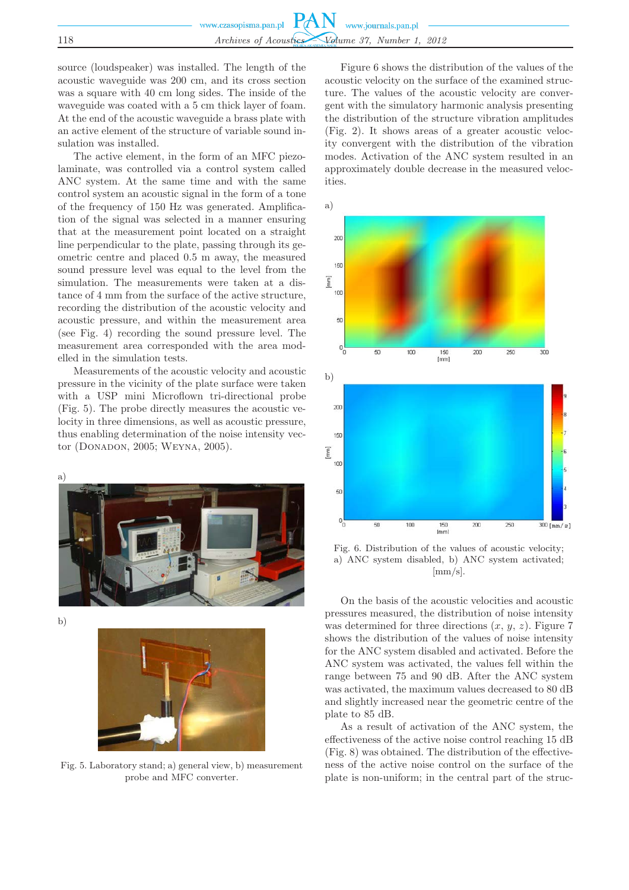source (loudspeaker) was installed. The length of the acoustic waveguide was 200 cm, and its cross section was a square with 40 cm long sides. The inside of the waveguide was coated with a 5 cm thick layer of foam. At the end of the acoustic waveguide a brass plate with an active element of the structure of variable sound insulation was installed.

The active element, in the form of an MFC piezolaminate, was controlled via a control system called ANC system. At the same time and with the same control system an acoustic signal in the form of a tone of the frequency of 150 Hz was generated. Amplification of the signal was selected in a manner ensuring that at the measurement point located on a straight line perpendicular to the plate, passing through its geometric centre and placed 0.5 m away, the measured sound pressure level was equal to the level from the simulation. The measurements were taken at a distance of 4 mm from the surface of the active structure, recording the distribution of the acoustic velocity and acoustic pressure, and within the measurement area (see Fig. 4) recording the sound pressure level. The measurement area corresponded with the area modelled in the simulation tests.

Measurements of the acoustic velocity and acoustic pressure in the vicinity of the plate surface were taken with a USP mini Microflown tri-directional probe (Fig. 5). The probe directly measures the acoustic velocity in three dimensions, as well as acoustic pressure, thus enabling determination of the noise intensity vector (Donadon, 2005; Weyna, 2005).

a)

b)

Fig. 5. Laboratory stand; a) general view, b) measurement probe and MFC converter.

Figure 6 shows the distribution of the values of the acoustic velocity on the surface of the examined structure. The values of the acoustic velocity are convergent with the simulatory harmonic analysis presenting the distribution of the structure vibration amplitudes (Fig. 2). It shows areas of a greater acoustic velocity convergent with the distribution of the vibration modes. Activation of the ANC system resulted in an approximately double decrease in the measured velocities.

a)

b)

Fig. 6. Distribution of the values of acoustic velocity; a) ANC system disabled, b) ANC system activated; [mm/s].

On the basis of the acoustic velocities and acoustic pressures measured, the distribution of noise intensity was determined for three directions ($x$, $y$, $z$). Figure 7 shows the distribution of the values of noise intensity for the ANC system disabled and activated. Before the ANC system was activated, the values fell within the range between 75 and 90 dB. After the ANC system was activated, the maximum values decreased to 80 dB and slightly increased near the geometric centre of the plate to 85 dB.

As a result of activation of the ANC system, the effectiveness of the active noise control reaching 15 dB (Fig. 8) was obtained. The distribution of the effectiveness of the active noise control on the surface of the plate is non-uniform; in the central part of the struc-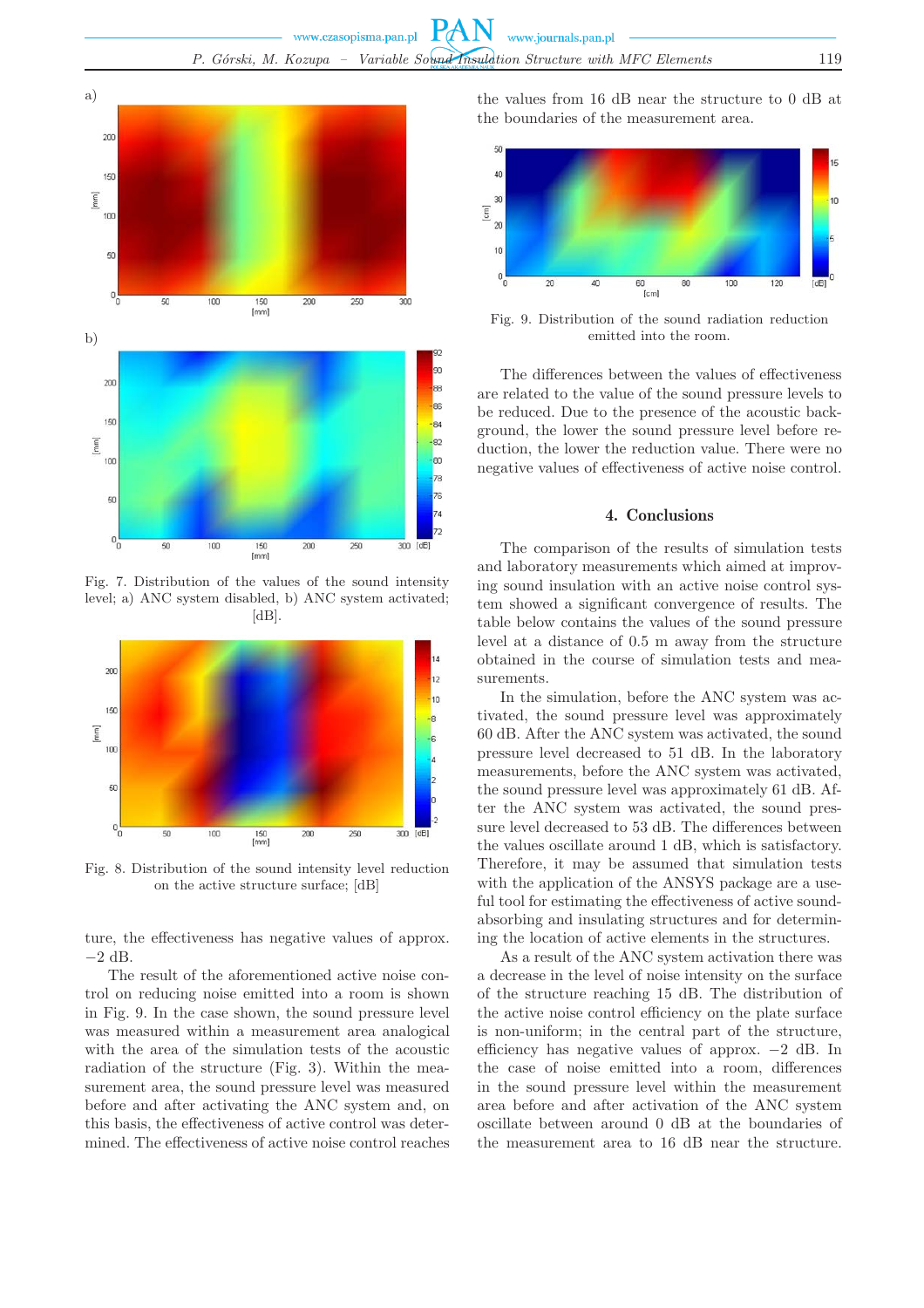Fig. 7. Distribution of the values of the sound intensity level; a) ANC system disabled, b) ANC system activated; [dB].

Fig. 8. Distribution of the sound intensity level reduction on the active structure surface; [dB]

ture, the effectiveness has negative values of approx. −2 dB.

The result of the aforementioned active noise control on reducing noise emitted into a room is shown in Fig. 9. In the case shown, the sound pressure level was measured within a measurement area analogical with the area of the simulation tests of the acoustic radiation of the structure (Fig. 3). Within the measurement area, the sound pressure level was measured before and after activating the ANC system and, on this basis, the effectiveness of active control was determined. The effectiveness of active noise control reaches the values from 16 dB near the structure to 0 dB at the boundaries of the measurement area.

Fig. 9. Distribution of the sound radiation reduction emitted into the room.

The differences between the values of effectiveness are related to the value of the sound pressure levels to be reduced. Due to the presence of the acoustic background, the lower the sound pressure level before reduction, the lower the reduction value. There were no negative values of effectiveness of active noise control.

## 4. Conclusions

The comparison of the results of simulation tests and laboratory measurements which aimed at improving sound insulation with an active noise control system showed a significant convergence of results. The table below contains the values of the sound pressure level at a distance of 0.5 m away from the structure obtained in the course of simulation tests and measurements.

In the simulation, before the ANC system was activated, the sound pressure level was approximately 60 dB. After the ANC system was activated, the sound pressure level decreased to 51 dB. In the laboratory measurements, before the ANC system was activated, the sound pressure level was approximately 61 dB. After the ANC system was activated, the sound pressure level decreased to 53 dB. The differences between the values oscillate around 1 dB, which is satisfactory. Therefore, it may be assumed that simulation tests with the application of the ANSYS package are a useful tool for estimating the effectiveness of active sound-absorbing and insulating structures and for determining the location of active elements in the structures.

As a result of the ANC system activation there was a decrease in the level of noise intensity on the surface of the structure reaching 15 dB. The distribution of the active noise control efficiency on the plate surface is non-uniform; in the central part of the structure, efficiency has negative values of approx. −2 dB. In the case of noise emitted into a room, differences in the sound pressure level within the measurement area before and after activation of the ANC system oscillate between around 0 dB at the boundaries of the measurement area to 16 dB near the structure.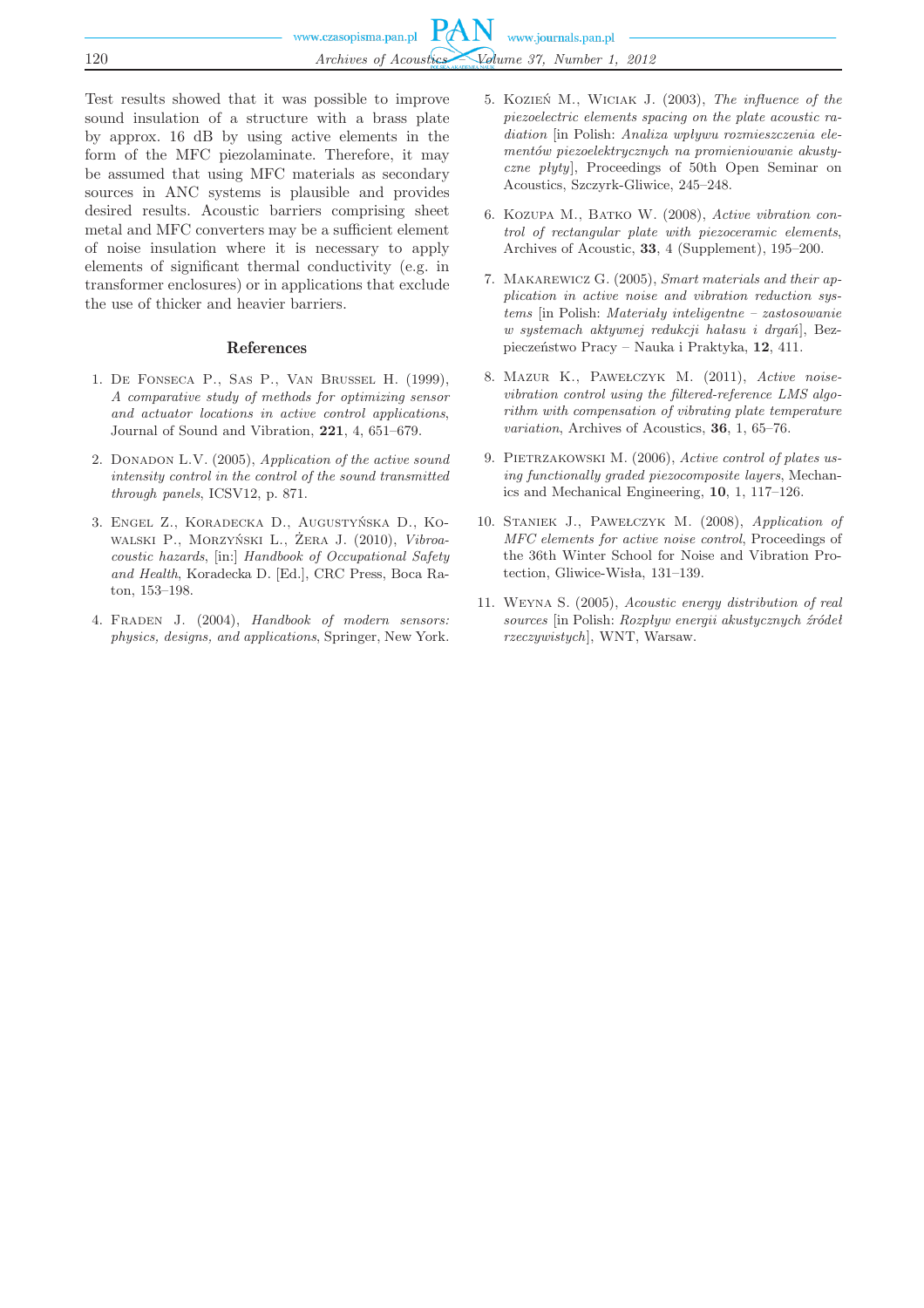Test results showed that it was possible to improve sound insulation of a structure with a brass plate by approx. 16 dB by using active elements in the form of the MFC piezolaminate. Therefore, it may be assumed that using MFC materials as secondary sources in ANC systems is plausible and provides desired results. Acoustic barriers comprising sheet metal and MFC converters may be a sufficient element of noise insulation where it is necessary to apply elements of significant thermal conductivity (e.g. in transformer enclosures) or in applications that exclude the use of thicker and heavier barriers.

## References

1. De Fonseca P., Sas P., Van Brussel H. (1999), *A comparative study of methods for optimizing sensor and actuator locations in active control applications*, Journal of Sound and Vibration, **221**, 4, 651–679.
2. Donadon L.V. (2005), *Application of the active sound intensity control in the control of the sound transmitted through panels*, ICSV12, p. 871.
3. Engel Z., Koradecka D., Augustyńska D., Kowalski P., Morzyński L., Żera J. (2010), *Vibroacoustic hazards*, [in:] *Handbook of Occupational Safety and Health*, Koradecka D. [Ed.], CRC Press, Boca Raton, 153–198.
4. Fraden J. (2004), *Handbook of modern sensors: physics, designs, and applications*, Springer, New York.
5. Kozień M., Wiciak J. (2003), *The influence of the piezoelectric elements spacing on the plate acoustic radiation* [in Polish: *Analiza wpływu rozmieszczenia elementów piezoelektrycznych na promieniowanie akustyczne płyty*], Proceedings of 50th Open Seminar on Acoustics, Szczyrk-Gliwice, 245–248.
6. Kozupa M., Batko W. (2008), *Active vibration control of rectangular plate with piezoceramic elements*, Archives of Acoustic, **33**, 4 (Supplement), 195–200.
7. Makarewicz G. (2005), *Smart materials and their application in active noise and vibration reduction systems* [in Polish: *Materiały inteligentne – zastosowanie w systemach aktywnej redukcji hałasu i drgań*], Bezpieczeństwo Pracy – Nauka i Praktyka, **12**, 411.
8. Mazur K., Pawełczyk M. (2011), *Active noise-vibration control using the filtered-reference LMS algorithm with compensation of vibrating plate temperature variation*, Archives of Acoustics, **36**, 1, 65–76.
9. Pietrzakowski M. (2006), *Active control of plates using functionally graded piezocomposite layers*, Mechanics and Mechanical Engineering, **10**, 1, 117–126.
10. Staniek J., Pawełczyk M. (2008), *Application of MFC elements for active noise control*, Proceedings of the 36th Winter School for Noise and Vibration Protection, Gliwice-Wisła, 131–139.
11. Weyna S. (2005), *Acoustic energy distribution of real sources* [in Polish: *Rozpływ energii akustycznych źródeł rzeczywistych*], WNT, Warsaw.